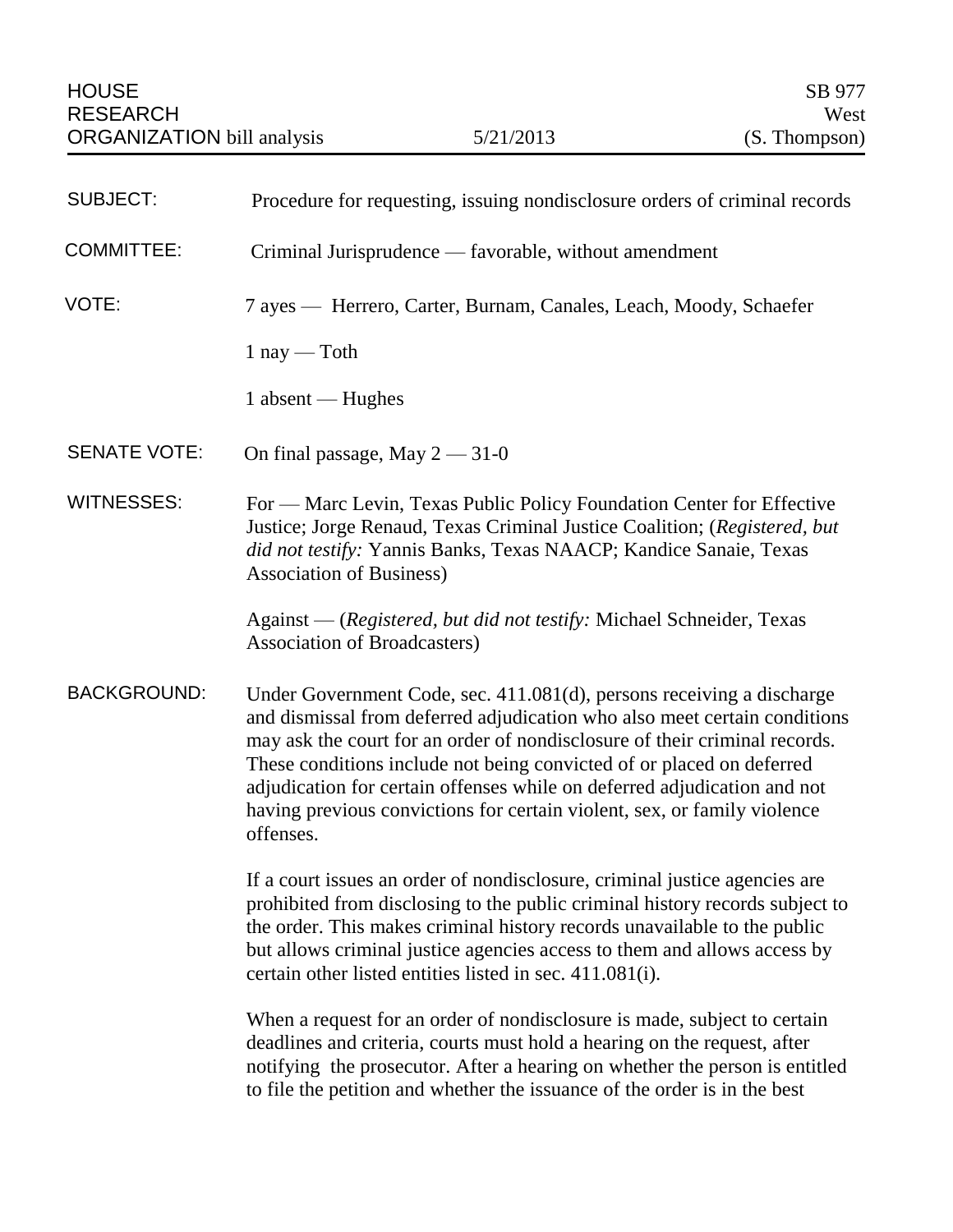HOUSE RESEARCH ORGANIZATION bill analysis — 5/21/2013 — SB 977 West (S. Thompson)

**SUBJECT:** Procedure for requesting, issuing nondisclosure orders of criminal records

**COMMITTEE:** Criminal Jurisprudence — favorable, without amendment

**VOTE:** 7 ayes — Herrero, Carter, Burnam, Canales, Leach, Moody, Schaefer

1 nay — Toth

1 absent — Hughes

**SENATE VOTE:** On final passage, May 2 — 31-0

**WITNESSES:** For — Marc Levin, Texas Public Policy Foundation Center for Effective Justice; Jorge Renaud, Texas Criminal Justice Coalition; (*Registered, but did not testify:* Yannis Banks, Texas NAACP; Kandice Sanaie, Texas Association of Business)

Against — (*Registered, but did not testify:* Michael Schneider, Texas Association of Broadcasters)

**BACKGROUND:** Under Government Code, sec. 411.081(d), persons receiving a discharge and dismissal from deferred adjudication who also meet certain conditions may ask the court for an order of nondisclosure of their criminal records. These conditions include not being convicted of or placed on deferred adjudication for certain offenses while on deferred adjudication and not having previous convictions for certain violent, sex, or family violence offenses.

If a court issues an order of nondisclosure, criminal justice agencies are prohibited from disclosing to the public criminal history records subject to the order. This makes criminal history records unavailable to the public but allows criminal justice agencies access to them and allows access by certain other listed entities listed in sec. 411.081(i).

When a request for an order of nondisclosure is made, subject to certain deadlines and criteria, courts must hold a hearing on the request, after notifying the prosecutor. After a hearing on whether the person is entitled to file the petition and whether the issuance of the order is in the best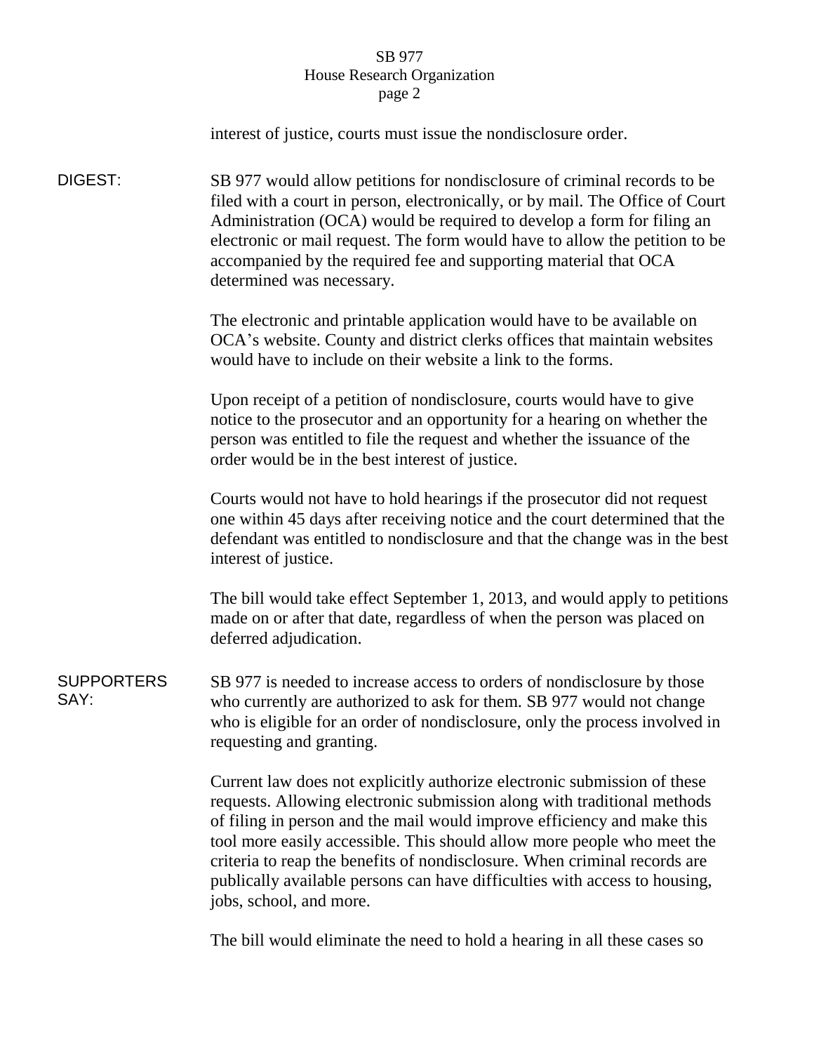interest of justice, courts must issue the nondisclosure order.

**DIGEST:**

SB 977 would allow petitions for nondisclosure of criminal records to be filed with a court in person, electronically, or by mail. The Office of Court Administration (OCA) would be required to develop a form for filing an electronic or mail request. The form would have to allow the petition to be accompanied by the required fee and supporting material that OCA determined was necessary.

The electronic and printable application would have to be available on OCA's website. County and district clerks offices that maintain websites would have to include on their website a link to the forms.

Upon receipt of a petition of nondisclosure, courts would have to give notice to the prosecutor and an opportunity for a hearing on whether the person was entitled to file the request and whether the issuance of the order would be in the best interest of justice.

Courts would not have to hold hearings if the prosecutor did not request one within 45 days after receiving notice and the court determined that the defendant was entitled to nondisclosure and that the change was in the best interest of justice.

The bill would take effect September 1, 2013, and would apply to petitions made on or after that date, regardless of when the person was placed on deferred adjudication.

**SUPPORTERS SAY:**

SB 977 is needed to increase access to orders of nondisclosure by those who currently are authorized to ask for them. SB 977 would not change who is eligible for an order of nondisclosure, only the process involved in requesting and granting.

Current law does not explicitly authorize electronic submission of these requests. Allowing electronic submission along with traditional methods of filing in person and the mail would improve efficiency and make this tool more easily accessible. This should allow more people who meet the criteria to reap the benefits of nondisclosure. When criminal records are publically available persons can have difficulties with access to housing, jobs, school, and more.

The bill would eliminate the need to hold a hearing in all these cases so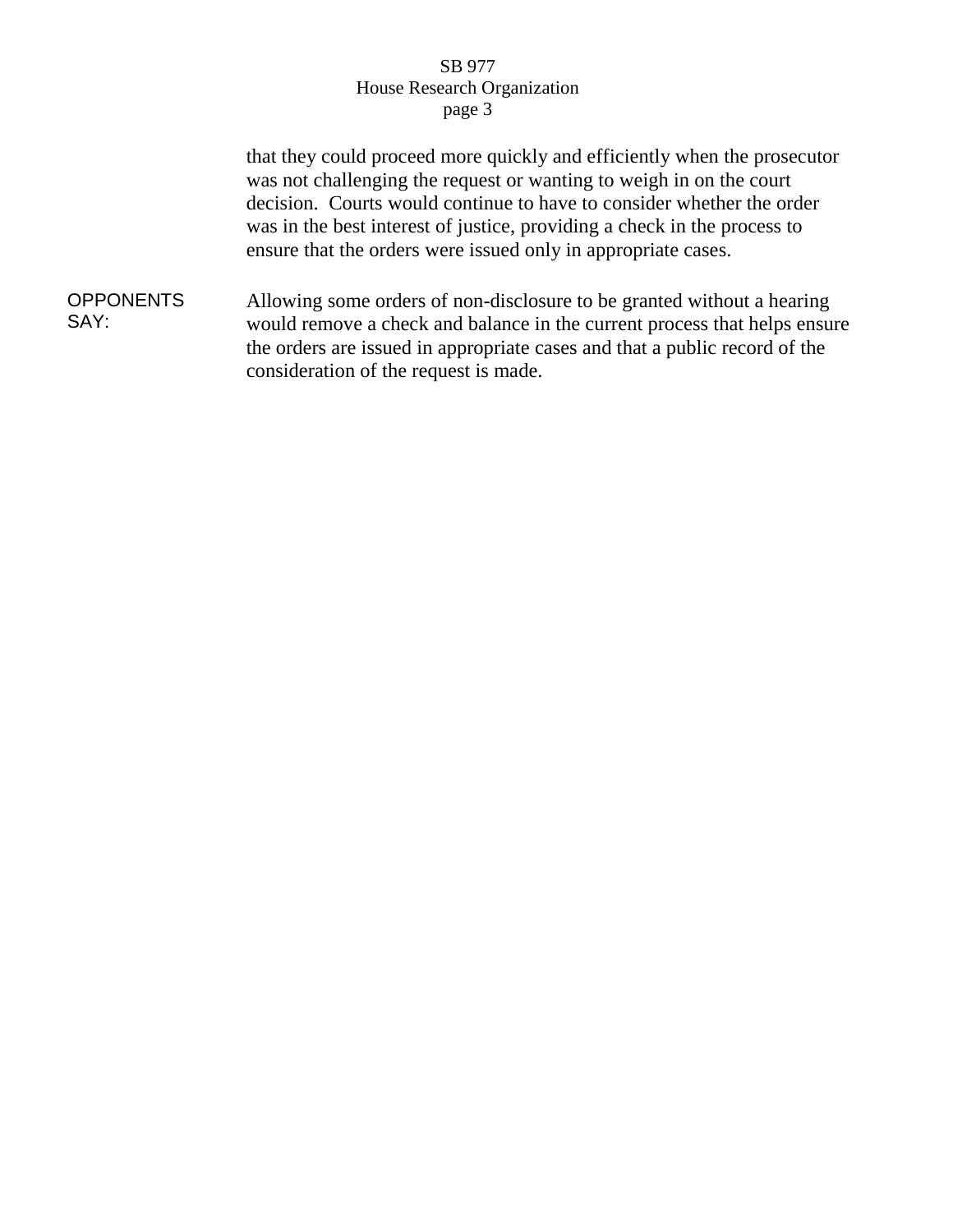that they could proceed more quickly and efficiently when the prosecutor was not challenging the request or wanting to weigh in on the court decision. Courts would continue to have to consider whether the order was in the best interest of justice, providing a check in the process to ensure that the orders were issued only in appropriate cases.

**OPPONENTS SAY:** Allowing some orders of non-disclosure to be granted without a hearing would remove a check and balance in the current process that helps ensure the orders are issued in appropriate cases and that a public record of the consideration of the request is made.